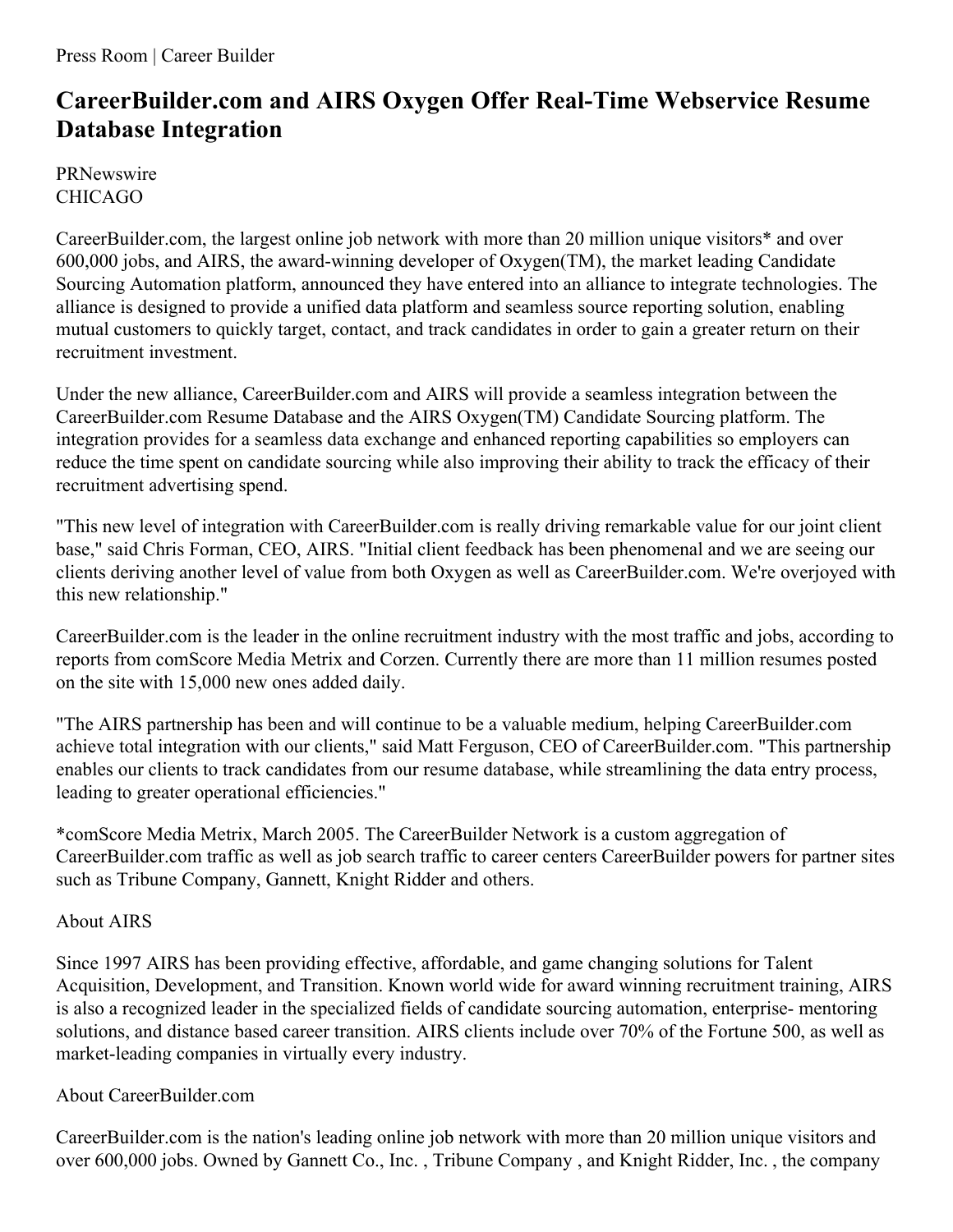Press Room | Career Builder

# CareerBuilder.com and AIRS Oxygen Offer Real-Time Webservice Resume Database Integration

PRNewswire
CHICAGO

CareerBuilder.com, the largest online job network with more than 20 million unique visitors* and over 600,000 jobs, and AIRS, the award-winning developer of Oxygen(TM), the market leading Candidate Sourcing Automation platform, announced they have entered into an alliance to integrate technologies. The alliance is designed to provide a unified data platform and seamless source reporting solution, enabling mutual customers to quickly target, contact, and track candidates in order to gain a greater return on their recruitment investment.

Under the new alliance, CareerBuilder.com and AIRS will provide a seamless integration between the CareerBuilder.com Resume Database and the AIRS Oxygen(TM) Candidate Sourcing platform. The integration provides for a seamless data exchange and enhanced reporting capabilities so employers can reduce the time spent on candidate sourcing while also improving their ability to track the efficacy of their recruitment advertising spend.

"This new level of integration with CareerBuilder.com is really driving remarkable value for our joint client base," said Chris Forman, CEO, AIRS. "Initial client feedback has been phenomenal and we are seeing our clients deriving another level of value from both Oxygen as well as CareerBuilder.com. We're overjoyed with this new relationship."

CareerBuilder.com is the leader in the online recruitment industry with the most traffic and jobs, according to reports from comScore Media Metrix and Corzen. Currently there are more than 11 million resumes posted on the site with 15,000 new ones added daily.

"The AIRS partnership has been and will continue to be a valuable medium, helping CareerBuilder.com achieve total integration with our clients," said Matt Ferguson, CEO of CareerBuilder.com. "This partnership enables our clients to track candidates from our resume database, while streamlining the data entry process, leading to greater operational efficiencies."

*comScore Media Metrix, March 2005. The CareerBuilder Network is a custom aggregation of CareerBuilder.com traffic as well as job search traffic to career centers CareerBuilder powers for partner sites such as Tribune Company, Gannett, Knight Ridder and others.

About AIRS

Since 1997 AIRS has been providing effective, affordable, and game changing solutions for Talent Acquisition, Development, and Transition. Known world wide for award winning recruitment training, AIRS is also a recognized leader in the specialized fields of candidate sourcing automation, enterprise- mentoring solutions, and distance based career transition. AIRS clients include over 70% of the Fortune 500, as well as market-leading companies in virtually every industry.

About CareerBuilder.com

CareerBuilder.com is the nation's leading online job network with more than 20 million unique visitors and over 600,000 jobs. Owned by Gannett Co., Inc. , Tribune Company , and Knight Ridder, Inc. , the company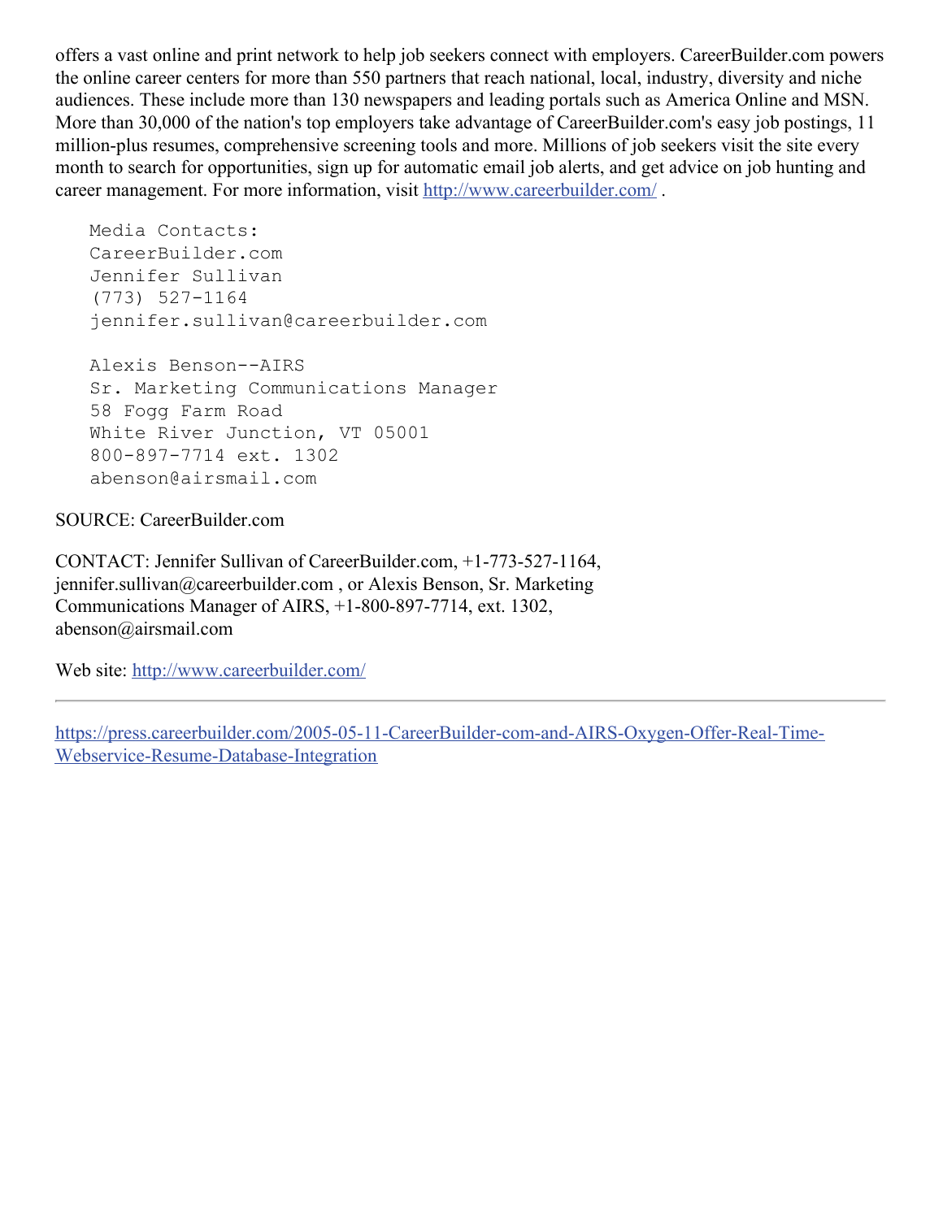offers a vast online and print network to help job seekers connect with employers. CareerBuilder.com powers the online career centers for more than 550 partners that reach national, local, industry, diversity and niche audiences. These include more than 130 newspapers and leading portals such as America Online and MSN. More than 30,000 of the nation's top employers take advantage of CareerBuilder.com's easy job postings, 11 million-plus resumes, comprehensive screening tools and more. Millions of job seekers visit the site every month to search for opportunities, sign up for automatic email job alerts, and get advice on job hunting and career management. For more information, visit http://www.careerbuilder.com/ .

```
Media Contacts:
CareerBuilder.com
Jennifer Sullivan
(773) 527-1164
jennifer.sullivan@careerbuilder.com

Alexis Benson--AIRS
Sr. Marketing Communications Manager
58 Fogg Farm Road
White River Junction, VT 05001
800-897-7714 ext. 1302
abenson@airsmail.com
```

SOURCE: CareerBuilder.com

CONTACT: Jennifer Sullivan of CareerBuilder.com, +1-773-527-1164, jennifer.sullivan@careerbuilder.com , or Alexis Benson, Sr. Marketing Communications Manager of AIRS, +1-800-897-7714, ext. 1302, abenson@airsmail.com

Web site: http://www.careerbuilder.com/

---

https://press.careerbuilder.com/2005-05-11-CareerBuilder-com-and-AIRS-Oxygen-Offer-Real-Time-Webservice-Resume-Database-Integration